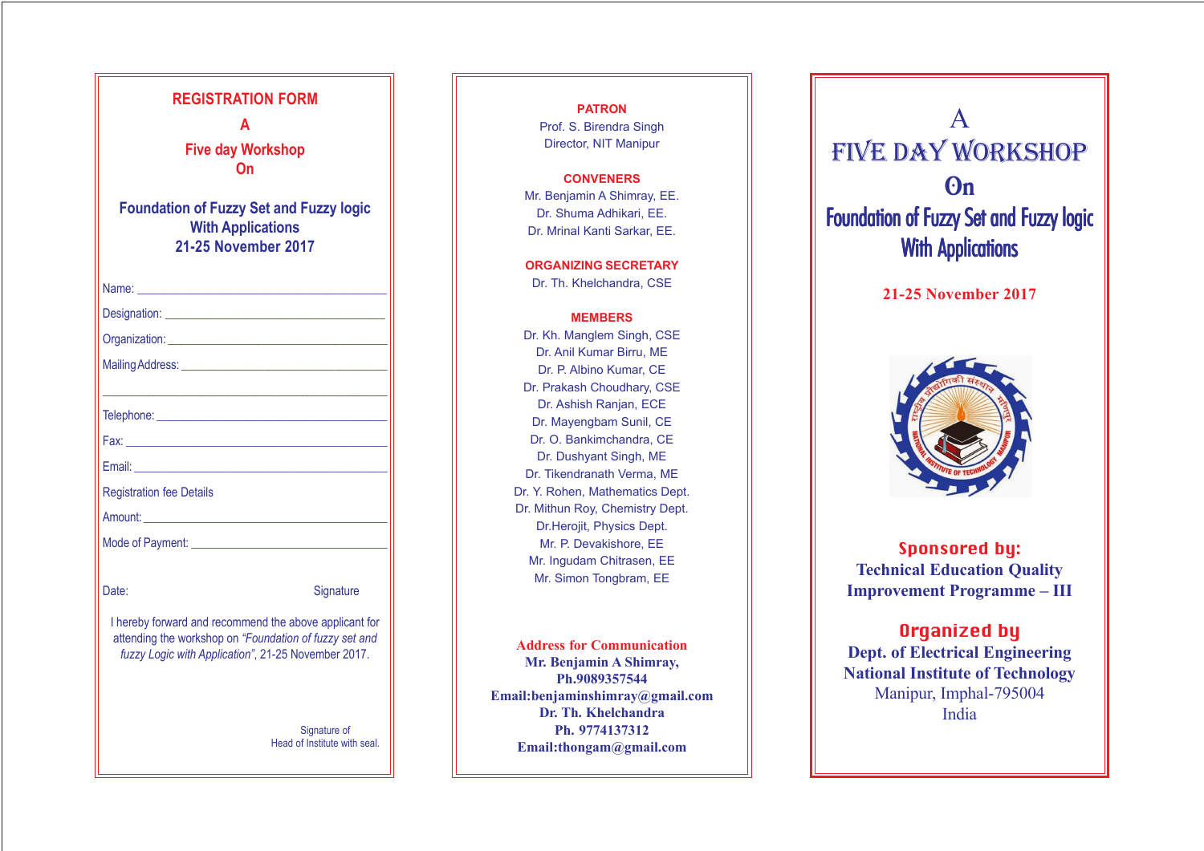# REGISTRATION FORM

**A**

**Five day Workshop**

**On**

**Foundation of Fuzzy Set and Fuzzy logic**
**With Applications**
**21-25 November 2017**

Name: ____________________________________________

Designation: ______________________________________

Organization: _____________________________________

Mailing Address: __________________________________

__________________________________________________

Telephone: ________________________________________

Fax: ______________________________________________

Email: ____________________________________________

Registration fee Details

Amount: ___________________________________________

Mode of Payment: __________________________________

Date: Signature

I hereby forward and recommend the above applicant for attending the workshop on *"Foundation of fuzzy set and fuzzy Logic with Application"*, 21-25 November 2017.

Signature of
Head of Institute with seal.

---

**PATRON**

Prof. S. Birendra Singh
Director, NIT Manipur

**CONVENERS**

Mr. Benjamin A Shimray, EE.
Dr. Shuma Adhikari, EE.
Dr. Mrinal Kanti Sarkar, EE.

**ORGANIZING SECRETARY**

Dr. Th. Khelchandra, CSE

**MEMBERS**

Dr. Kh. Manglem Singh, CSE
Dr. Anil Kumar Birru, ME
Dr. P. Albino Kumar, CE
Dr. Prakash Choudhary, CSE
Dr. Ashish Ranjan, ECE
Dr. Mayengbam Sunil, CE
Dr. O. Bankimchandra, CE
Dr. Dushyant Singh, ME
Dr. Tikendranath Verma, ME
Dr. Y. Rohen, Mathematics Dept.
Dr. Mithun Roy, Chemistry Dept.
Dr.Herojit, Physics Dept.
Mr. P. Devakishore, EE
Mr. Ingudam Chitrasen, EE
Mr. Simon Tongbram, EE

**Address for Communication**

**Mr. Benjamin A Shimray,**
**Ph.9089357544**
**Email:benjaminshimray@gmail.com**
**Dr. Th. Khelchandra**
**Ph. 9774137312**
**Email:thongam@gmail.com**

---

# A FIVE DAY WORKSHOP On Foundation of Fuzzy Set and Fuzzy logic With Applications

**21-25 November 2017**

**Sponsored by:**
**Technical Education Quality Improvement Programme – III**

**Organized by**
**Dept. of Electrical Engineering**
**National Institute of Technology**
Manipur, Imphal-795004
India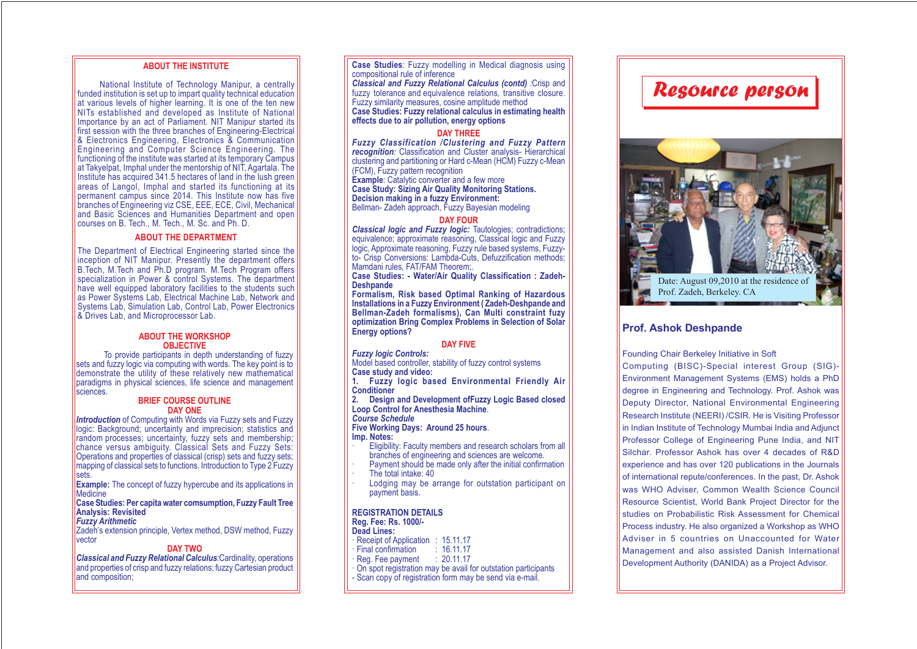## ABOUT THE INSTITUTE

National Institute of Technology Manipur, a centrally funded institution is set up to impart quality technical education at various levels of higher learning. It is one of the ten new NITs established and developed as Institute of National Importance by an act of Parliament. NIT Manipur started its first session with the three branches of Engineering-Electrical & Electronics Engineering, Electronics & Communication Engineering and Computer Science Engineering. The functioning of the institute was started at its temporary Campus at Takyelpat, Imphal under the mentorship of NIT, Agartala. The Institute has acquired 341.5 hectares of land in the lush green areas of Langol, Imphal and started its functioning at its permanent campus since 2014. This Institute now has five branches of Engineering viz CSE, EEE, ECE, Civil, Mechanical and Basic Sciences and Humanities Department and open courses on B. Tech., M. Tech., M. Sc. and Ph. D.

## ABOUT THE DEPARTMENT

The Department of Electrical Engineering started since the inception of NIT Manipur. Presently the department offers B.Tech, M.Tech and Ph.D program. M.Tech Program offers specialization in Power & control Systems. The department have well equipped laboratory facilities to the students such as Power Systems Lab, Electrical Machine Lab, Network and Systems Lab, Simulation Lab, Control Lab, Power Electronics & Drives Lab, and Microprocessor Lab.

## ABOUT THE WORKSHOP

### OBJECTIVE

To provide participants in depth understanding of fuzzy sets and fuzzy logic via computing with words. The key point is to demonstrate the utility of these relatively new mathematical paradigms in physical sciences, life science and management sciences.

## BRIEF COURSE OUTLINE

### DAY ONE

***Introduction*** of Computing with Words via Fuzzy sets and Fuzzy logic: Background; uncertainty and imprecision; statistics and random processes; uncertainty, fuzzy sets and membership; chance versus ambiguity. Classical Sets and Fuzzy Sets: Operations and properties of classical (crisp) sets and fuzzy sets; mapping of classical sets to functions. Introduction to Type 2 Fuzzy sets.

**Example:** The concept of fuzzy hypercube and its applications in Medicine

**Case Studies: Per capita water comsumption, Fuzzy Fault Tree Analysis: Revisited**

***Fuzzy Arithmetic***

Zadeh's extension principle, Vertex method, DSW method, Fuzzy vector

### DAY TWO

***Classical and Fuzzy Relational Calculus***:Cardinality, operations and properties of crisp and fuzzy relations; fuzzy Cartesian product and composition;

**Case Studies**: Fuzzy modelling in Medical diagnosis using compositional rule of inference

***Classical and Fuzzy Relational Calculus (contd)*** :Crisp and fuzzy tolerance and equivalence relations, transitive closure. Fuzzy similarity measures, cosine amplitude method

**Case Studies: Fuzzy relational calculus in estimating health effects due to air pollution, energy options**

### DAY THREE

***Fuzzy Classification /Clustering and Fuzzy Pattern recognition:*** Classification and Cluster analysis- Hierarchical clustering and partitioning or Hard c-Mean (HCM) Fuzzy c-Mean (FCM), Fuzzy pattern recognition

**Example**: Catalytic converter and a few more

**Case Study: Sizing Air Quality Monitoring Stations.**

**Decision making in a fuzzy Environment:**

Bellman- Zadeh approach, Fuzzy Bayesian modeling

### DAY FOUR

***Classical logic and Fuzzy logic:*** Tautologies; contradictions; equivalence; approximate reasoning, Classical logic and Fuzzy logic, Approximate reasoning, Fuzzy rule based systems, Fuzzy-to- Crisp Conversions: Lambda-Cuts, Defuzzification methods; Mamdani rules, FAT/FAM Theorem;.

**Case Studies: - Water/Air Quality Classification : Zadeh-Deshpande**

**Formalism, Risk based Optimal Ranking of Hazardous Installations in a Fuzzy Environment ( Zadeh-Deshpande and Bellman-Zadeh formalisms), Can Multi constraint fuzy optimization Bring Complex Problems in Selection of Solar Energy options?**

### DAY FIVE

***Fuzzy logic Controls:***

Model based controller, stability of fuzzy control systems

**Case study and video:**

**1. Fuzzy logic based Environmental Friendly Air Conditioner**

**2. Design and Development ofFuzzy Logic Based closed Loop Control for Anesthesia Machine**.

***Course Schedule***

**Five Working Days: Around 25 hours**.

**Imp. Notes:**

- Eligibility: Faculty members and research scholars from all branches of engineering and sciences are welcome.
- Payment should be made only after the initial confirmation
- The total intake: 40
- Lodging may be arrange for outstation participant on payment basis.

## REGISTRATION DETAILS

**Reg. Fee: Rs. 1000/-**

**Dead Lines:**

- Receipt of Application : 15.11.17
- Final confirmation : 16.11.17
- Reg. Fee payment : 20.11.17
- On spot registration may be avail for outstation participants
- Scan copy of registration form may be send via e-mail.

# Resource person

Date: August 09,2010 at the residence of Prof. Zadeh, Berkeley. CA

## Prof. Ashok Deshpande

Founding Chair Berkeley Initiative in Soft Computing (BISC)-Special interest Group (SIG)-Environment Management Systems (EMS) holds a PhD degree in Engineering and Technology. Prof. Ashok was Deputy Director, National Environmental Engineering Research Institute (NEERI) /CSIR. He is Visiting Professor in Indian Institute of Technology Mumbai India and Adjunct Professor College of Engineering Pune India, and NIT Silchar. Professor Ashok has over 4 decades of R&D experience and has over 120 publications in the Journals of international repute/conferences. In the past, Dr. Ashok was WHO Adviser, Common Wealth Science Council Resource Scientist, World Bank Project Director for the studies on Probabilistic Risk Assessment for Chemical Process industry. He also organized a Workshop as WHO Adviser in 5 countries on Unaccounted for Water Management and also assisted Danish International Development Authority (DANIDA) as a Project Advisor.